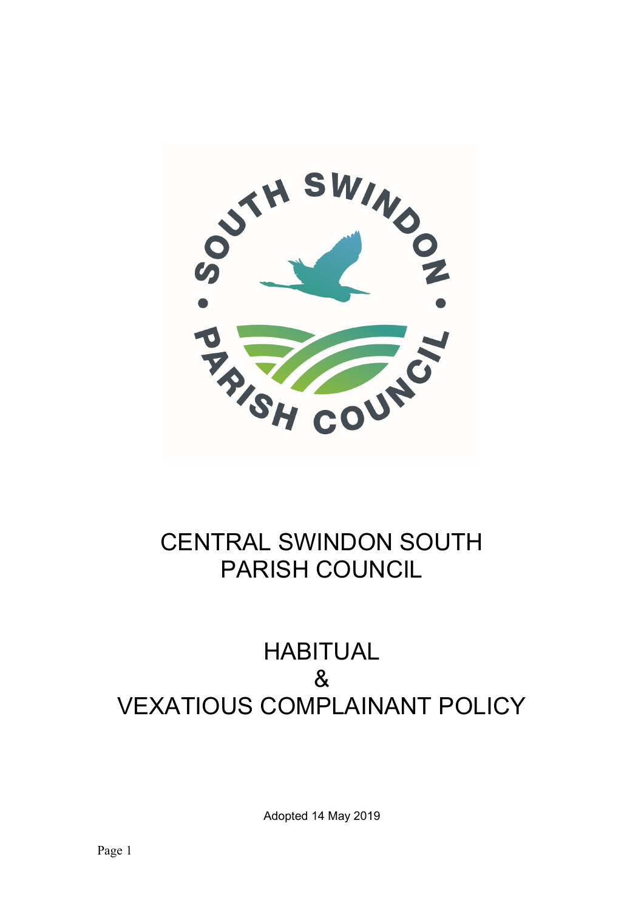# CENTRAL SWINDON SOUTH PARISH COUNCIL

# HABITUAL & VEXATIOUS COMPLAINANT POLICY

Adopted 14 May 2019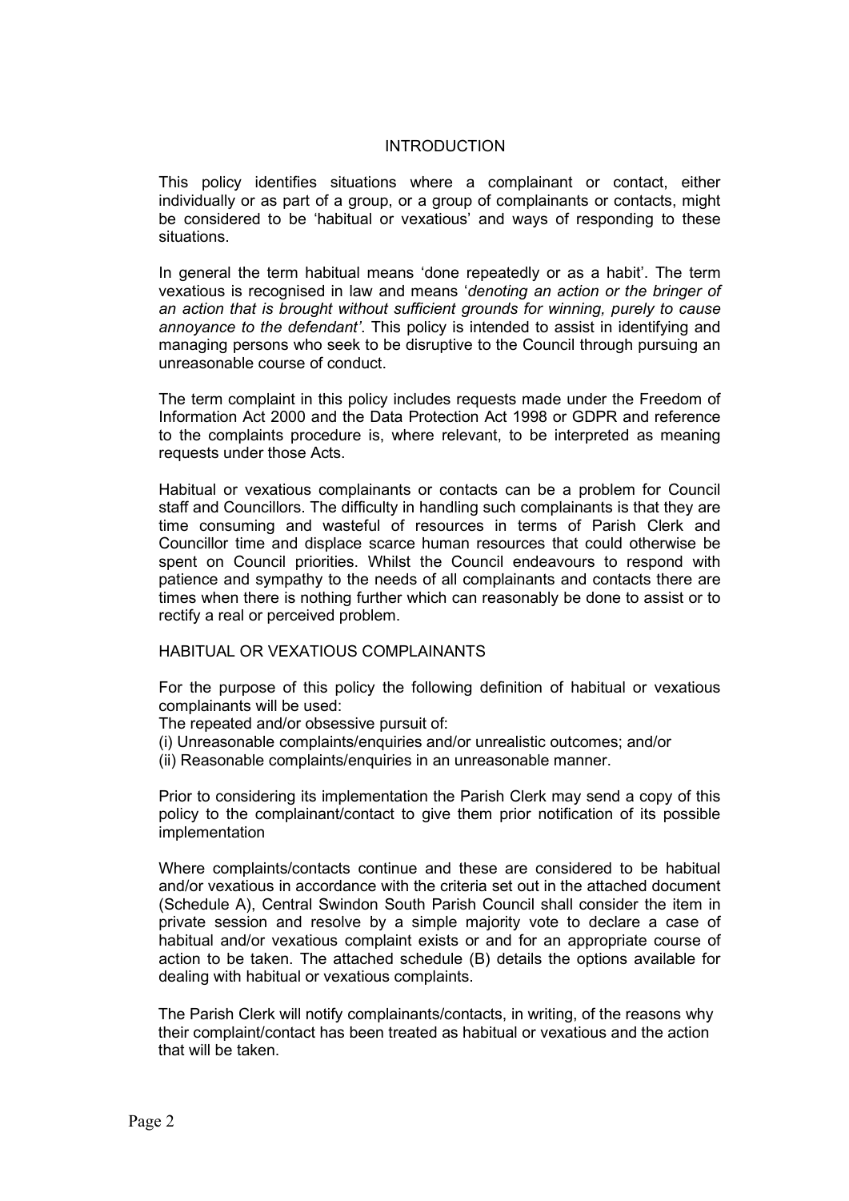## INTRODUCTION

This policy identifies situations where a complainant or contact, either individually or as part of a group, or a group of complainants or contacts, might be considered to be 'habitual or vexatious' and ways of responding to these situations.

In general the term habitual means 'done repeatedly or as a habit'. The term vexatious is recognised in law and means '*denoting an action or the bringer of an action that is brought without sufficient grounds for winning, purely to cause annoyance to the defendant'*. This policy is intended to assist in identifying and managing persons who seek to be disruptive to the Council through pursuing an unreasonable course of conduct.

The term complaint in this policy includes requests made under the Freedom of Information Act 2000 and the Data Protection Act 1998 or GDPR and reference to the complaints procedure is, where relevant, to be interpreted as meaning requests under those Acts.

Habitual or vexatious complainants or contacts can be a problem for Council staff and Councillors. The difficulty in handling such complainants is that they are time consuming and wasteful of resources in terms of Parish Clerk and Councillor time and displace scarce human resources that could otherwise be spent on Council priorities. Whilst the Council endeavours to respond with patience and sympathy to the needs of all complainants and contacts there are times when there is nothing further which can reasonably be done to assist or to rectify a real or perceived problem.

## HABITUAL OR VEXATIOUS COMPLAINANTS

For the purpose of this policy the following definition of habitual or vexatious complainants will be used:

The repeated and/or obsessive pursuit of:

(i) Unreasonable complaints/enquiries and/or unrealistic outcomes; and/or

(ii) Reasonable complaints/enquiries in an unreasonable manner.

Prior to considering its implementation the Parish Clerk may send a copy of this policy to the complainant/contact to give them prior notification of its possible implementation

Where complaints/contacts continue and these are considered to be habitual and/or vexatious in accordance with the criteria set out in the attached document (Schedule A), Central Swindon South Parish Council shall consider the item in private session and resolve by a simple majority vote to declare a case of habitual and/or vexatious complaint exists or and for an appropriate course of action to be taken. The attached schedule (B) details the options available for dealing with habitual or vexatious complaints.

The Parish Clerk will notify complainants/contacts, in writing, of the reasons why their complaint/contact has been treated as habitual or vexatious and the action that will be taken.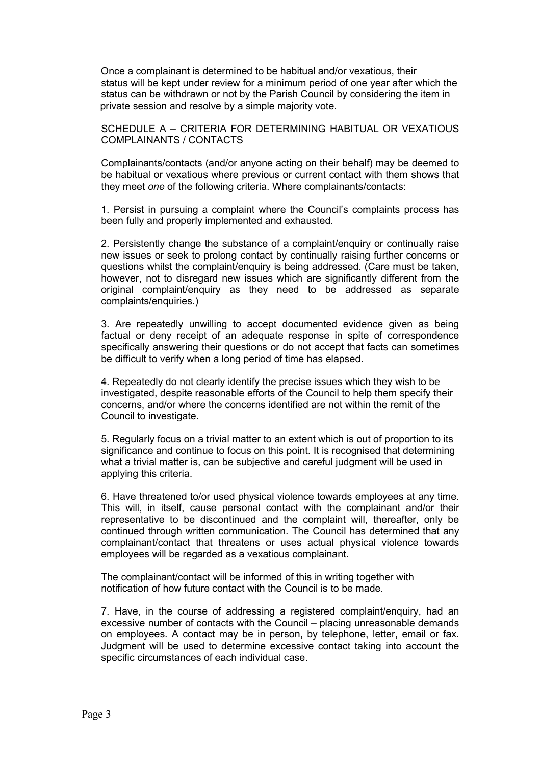Once a complainant is determined to be habitual and/or vexatious, their status will be kept under review for a minimum period of one year after which the status can be withdrawn or not by the Parish Council by considering the item in private session and resolve by a simple majority vote.

## SCHEDULE A – CRITERIA FOR DETERMINING HABITUAL OR VEXATIOUS COMPLAINANTS / CONTACTS

Complainants/contacts (and/or anyone acting on their behalf) may be deemed to be habitual or vexatious where previous or current contact with them shows that they meet *one* of the following criteria. Where complainants/contacts:

1. Persist in pursuing a complaint where the Council's complaints process has been fully and properly implemented and exhausted.

2. Persistently change the substance of a complaint/enquiry or continually raise new issues or seek to prolong contact by continually raising further concerns or questions whilst the complaint/enquiry is being addressed. (Care must be taken, however, not to disregard new issues which are significantly different from the original complaint/enquiry as they need to be addressed as separate complaints/enquiries.)

3. Are repeatedly unwilling to accept documented evidence given as being factual or deny receipt of an adequate response in spite of correspondence specifically answering their questions or do not accept that facts can sometimes be difficult to verify when a long period of time has elapsed.

4. Repeatedly do not clearly identify the precise issues which they wish to be investigated, despite reasonable efforts of the Council to help them specify their concerns, and/or where the concerns identified are not within the remit of the Council to investigate.

5. Regularly focus on a trivial matter to an extent which is out of proportion to its significance and continue to focus on this point. It is recognised that determining what a trivial matter is, can be subjective and careful judgment will be used in applying this criteria.

6. Have threatened to/or used physical violence towards employees at any time. This will, in itself, cause personal contact with the complainant and/or their representative to be discontinued and the complaint will, thereafter, only be continued through written communication. The Council has determined that any complainant/contact that threatens or uses actual physical violence towards employees will be regarded as a vexatious complainant.

The complainant/contact will be informed of this in writing together with notification of how future contact with the Council is to be made.

7. Have, in the course of addressing a registered complaint/enquiry, had an excessive number of contacts with the Council – placing unreasonable demands on employees. A contact may be in person, by telephone, letter, email or fax. Judgment will be used to determine excessive contact taking into account the specific circumstances of each individual case.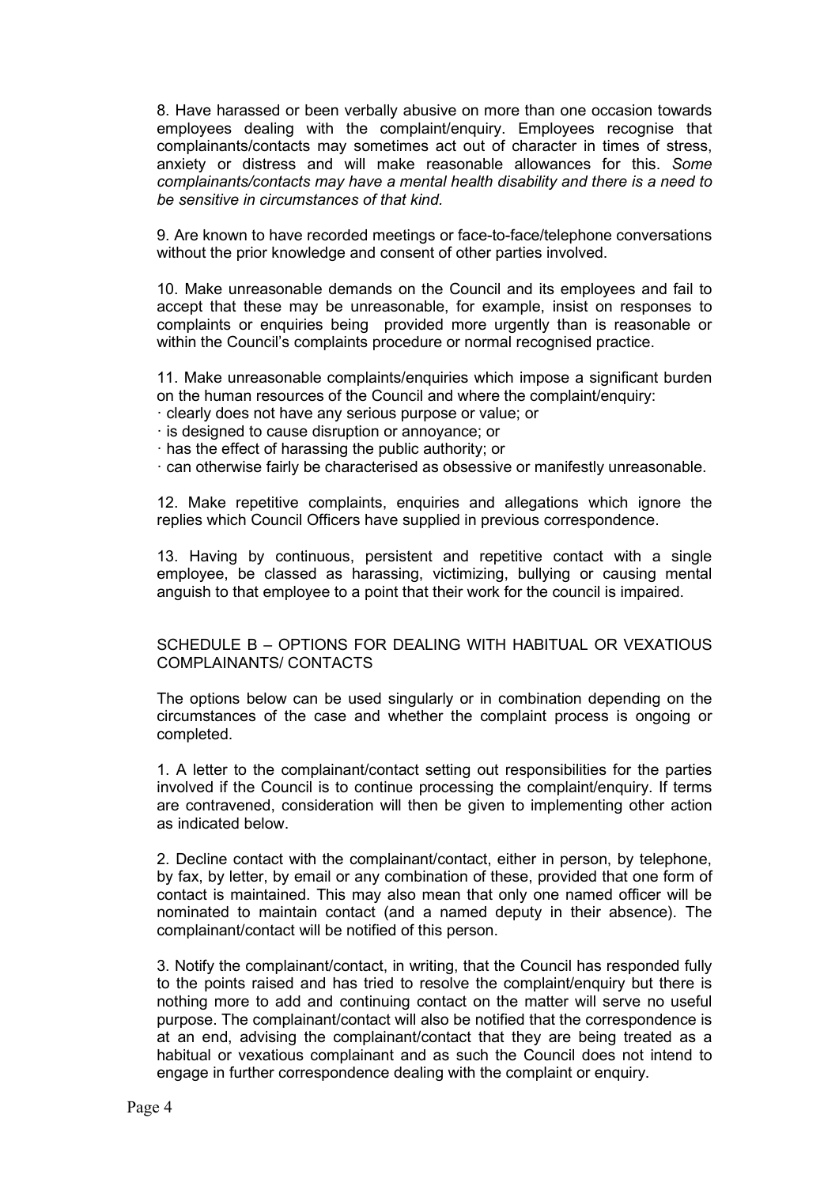8. Have harassed or been verbally abusive on more than one occasion towards employees dealing with the complaint/enquiry. Employees recognise that complainants/contacts may sometimes act out of character in times of stress, anxiety or distress and will make reasonable allowances for this. *Some complainants/contacts may have a mental health disability and there is a need to be sensitive in circumstances of that kind.*

9. Are known to have recorded meetings or face-to-face/telephone conversations without the prior knowledge and consent of other parties involved.

10. Make unreasonable demands on the Council and its employees and fail to accept that these may be unreasonable, for example, insist on responses to complaints or enquiries being provided more urgently than is reasonable or within the Council's complaints procedure or normal recognised practice.

11. Make unreasonable complaints/enquiries which impose a significant burden on the human resources of the Council and where the complaint/enquiry:

· clearly does not have any serious purpose or value; or
· is designed to cause disruption or annoyance; or
· has the effect of harassing the public authority; or
· can otherwise fairly be characterised as obsessive or manifestly unreasonable.

12. Make repetitive complaints, enquiries and allegations which ignore the replies which Council Officers have supplied in previous correspondence.

13. Having by continuous, persistent and repetitive contact with a single employee, be classed as harassing, victimizing, bullying or causing mental anguish to that employee to a point that their work for the council is impaired.

## SCHEDULE B – OPTIONS FOR DEALING WITH HABITUAL OR VEXATIOUS COMPLAINANTS/ CONTACTS

The options below can be used singularly or in combination depending on the circumstances of the case and whether the complaint process is ongoing or completed.

1. A letter to the complainant/contact setting out responsibilities for the parties involved if the Council is to continue processing the complaint/enquiry. If terms are contravened, consideration will then be given to implementing other action as indicated below.

2. Decline contact with the complainant/contact, either in person, by telephone, by fax, by letter, by email or any combination of these, provided that one form of contact is maintained. This may also mean that only one named officer will be nominated to maintain contact (and a named deputy in their absence). The complainant/contact will be notified of this person.

3. Notify the complainant/contact, in writing, that the Council has responded fully to the points raised and has tried to resolve the complaint/enquiry but there is nothing more to add and continuing contact on the matter will serve no useful purpose. The complainant/contact will also be notified that the correspondence is at an end, advising the complainant/contact that they are being treated as a habitual or vexatious complainant and as such the Council does not intend to engage in further correspondence dealing with the complaint or enquiry.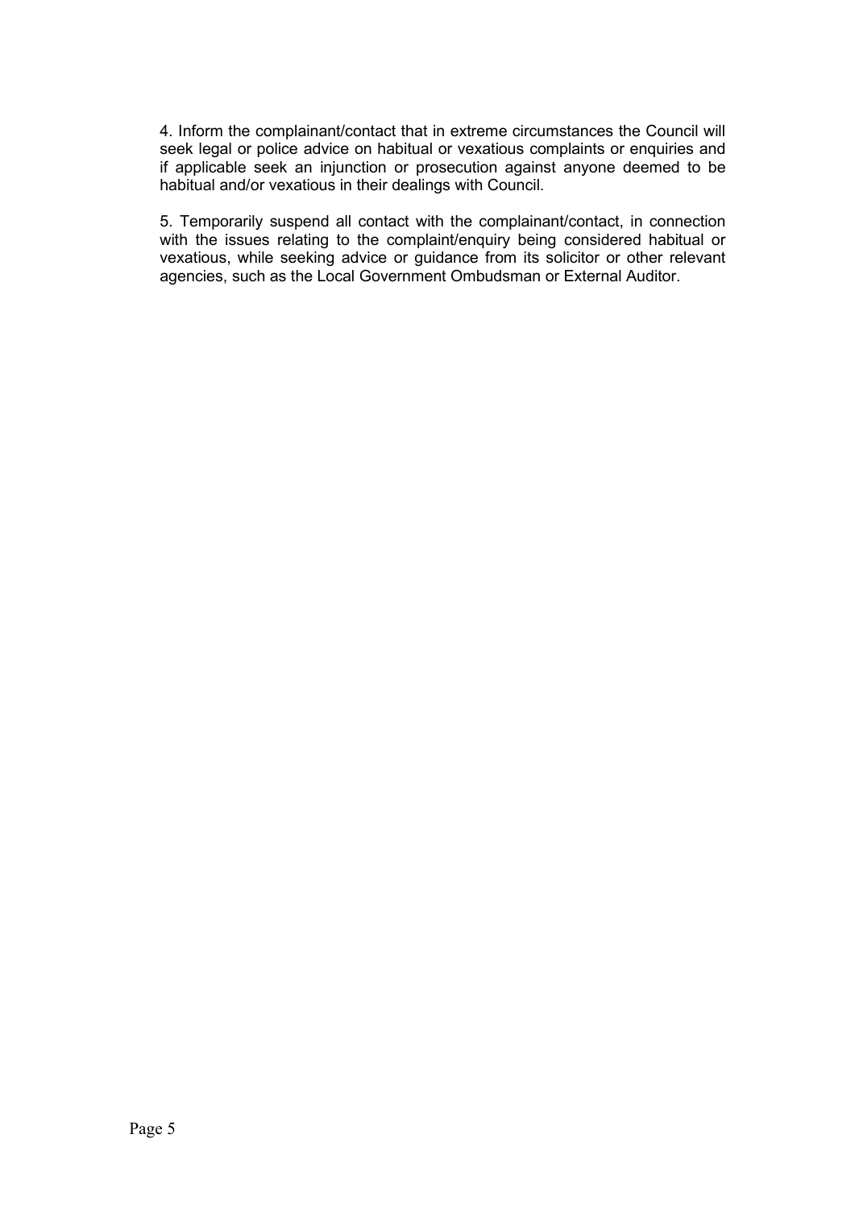4. Inform the complainant/contact that in extreme circumstances the Council will seek legal or police advice on habitual or vexatious complaints or enquiries and if applicable seek an injunction or prosecution against anyone deemed to be habitual and/or vexatious in their dealings with Council.

5. Temporarily suspend all contact with the complainant/contact, in connection with the issues relating to the complaint/enquiry being considered habitual or vexatious, while seeking advice or guidance from its solicitor or other relevant agencies, such as the Local Government Ombudsman or External Auditor.